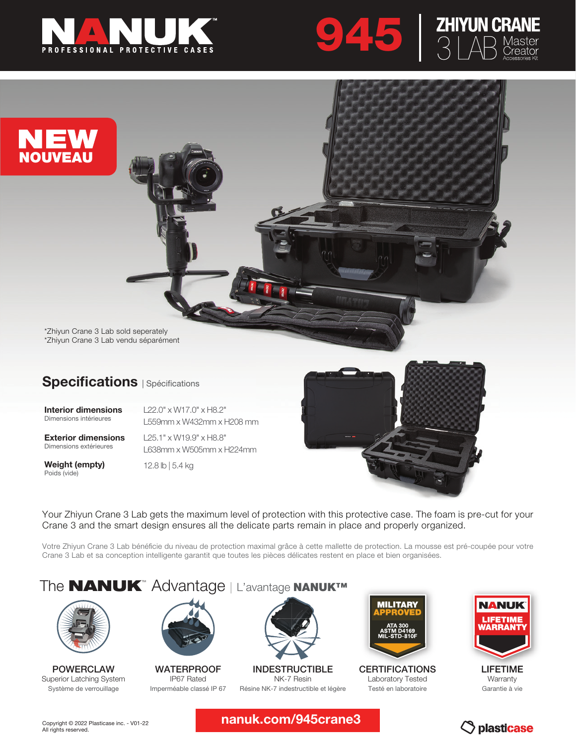# NANUK

PROFESSIONAL PROTECTIVE CASES

# 945 | ZHIYUN CRANE 3 LAB Master Creator Accessories Kit

**NEW**
**NOUVEAU**

*Zhiyun Crane 3 Lab sold seperately
*Zhiyun Crane 3 Lab vendu séparément

## Specifications | Spécifications

| | |
|---|---|
| **Interior dimensions** Dimensions intérieures | L22.0" x W17.0" x H8.2" L559mm x W432mm x H208 mm |
| **Exterior dimensions** Dimensions extérieures | L25.1" x W19.9" x H8.8" L638mm x W505mm x H224mm |
| **Weight (empty)** Poids (vide) | 12.8 lb \| 5.4 kg |

Your Zhiyun Crane 3 Lab gets the maximum level of protection with this protective case. The foam is pre-cut for your Crane 3 and the smart design ensures all the delicate parts remain in place and properly organized.

Votre Zhiyun Crane 3 Lab bénéficie du niveau de protection maximal grâce à cette mallette de protection. La mousse est pré-coupée pour votre Crane 3 Lab et sa conception intelligente garantit que toutes les pièces délicates restent en place et bien organisées.

## The NANUK™ Advantage | L'avantage NANUK™

**POWERCLAW**
Superior Latching System
Système de verrouillage

**WATERPROOF**
IP67 Rated
Imperméable classé IP 67

**INDESTRUCTIBLE**
NK-7 Resin
Résine NK-7 indestructible et légère

MILITARY APPROVED
ATA 300
ASTM D4169
MIL-STD-810F

**CERTIFICATIONS**
Laboratory Tested
Testé en laboratoire

NANUK LIFETIME WARRANTY

**LIFETIME**
Warranty
Garantie à vie

Copyright © 2022 Plasticase inc. - V01-22
All rights reserved.

nanuk.com/945crane3

plasticase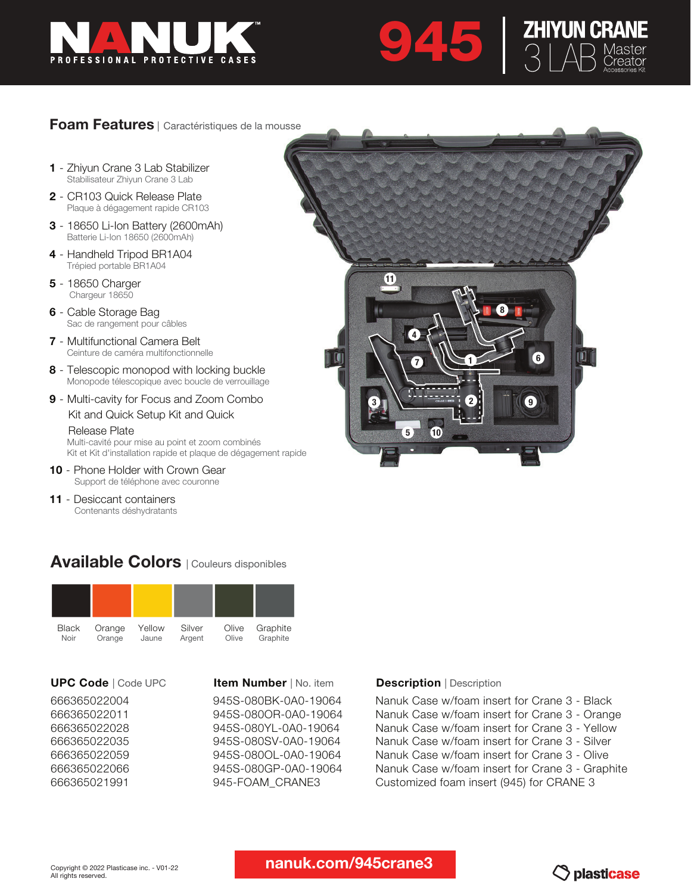# NANUK

PROFESSIONAL PROTECTIVE CASES

# 945 | ZHIYUN CRANE 3 LAB Master Creator Accessories Kit

## Foam Features | Caractéristiques de la mousse

**1** - Zhiyun Crane 3 Lab Stabilizer
Stabilisateur Zhiyun Crane 3 Lab

**2** - CR103 Quick Release Plate
Plaque à dégagement rapide CR103

**3** - 18650 Li-Ion Battery (2600mAh)
Batterie Li-Ion 18650 (2600mAh)

**4** - Handheld Tripod BR1A04
Trépied portable BR1A04

**5** - 18650 Charger
Chargeur 18650

**6** - Cable Storage Bag
Sac de rangement pour câbles

**7** - Multifunctional Camera Belt
Ceinture de caméra multifonctionnelle

**8** - Telescopic monopod with locking buckle
Monopode télescopique avec boucle de verrouillage

**9** - Multi-cavity for Focus and Zoom Combo Kit and Quick Setup Kit and Quick Release Plate
Multi-cavité pour mise au point et zoom combinés
Kit et Kit d'installation rapide et plaque de dégagement rapide

**10** - Phone Holder with Crown Gear
Support de téléphone avec couronne

**11** - Desiccant containers
Contenants déshydratants

## Available Colors | Couleurs disponibles

| Black | Orange | Yellow | Silver | Olive | Graphite |
|---|---|---|---|---|---|
| Noir | Orange | Jaune | Argent | Olive | Graphite |

| UPC Code \| Code UPC | Item Number \| No. item | Description \| Description |
|---|---|---|
| 666365022004 | 945S-080BK-0A0-19064 | Nanuk Case w/foam insert for Crane 3 - Black |
| 666365022011 | 945S-080OR-0A0-19064 | Nanuk Case w/foam insert for Crane 3 - Orange |
| 666365022028 | 945S-080YL-0A0-19064 | Nanuk Case w/foam insert for Crane 3 - Yellow |
| 666365022035 | 945S-080SV-0A0-19064 | Nanuk Case w/foam insert for Crane 3 - Silver |
| 666365022059 | 945S-080OL-0A0-19064 | Nanuk Case w/foam insert for Crane 3 - Olive |
| 666365022066 | 945S-080GP-0A0-19064 | Nanuk Case w/foam insert for Crane 3 - Graphite |
| 666365021991 | 945-FOAM_CRANE3 | Customized foam insert (945) for CRANE 3 |

Copyright © 2022 Plasticase inc. - V01-22
All rights reserved.

**nanuk.com/945crane3**

plasticase